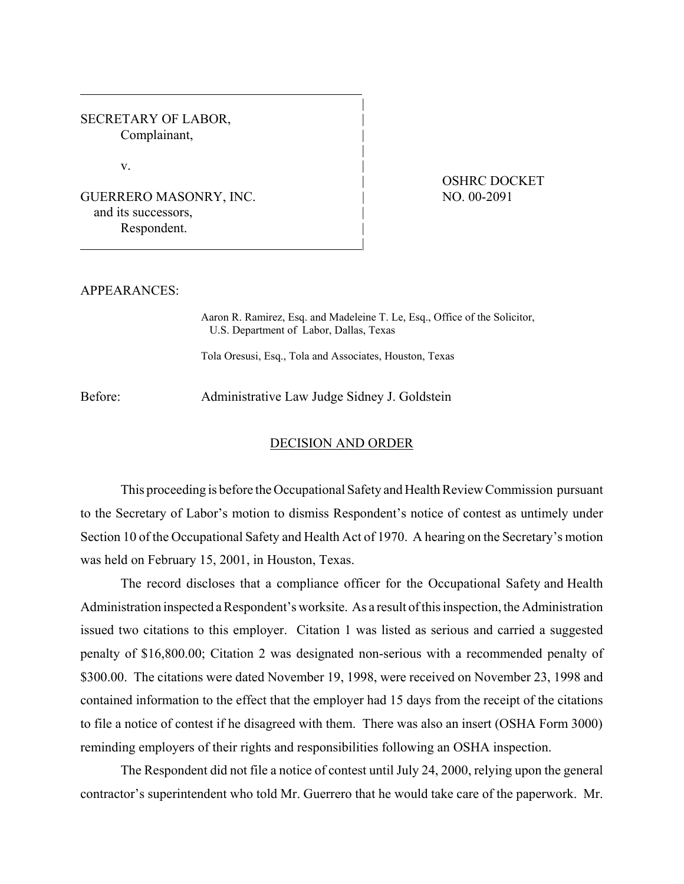SECRETARY OF LABOR,
Complainant,

v.

GUERRERO MASONRY, INC.
and its successors,
Respondent.

OSHRC DOCKET
NO. 00-2091

APPEARANCES:

Aaron R. Ramirez, Esq. and Madeleine T. Le, Esq., Office of the Solicitor, U.S. Department of Labor, Dallas, Texas

Tola Oresusi, Esq., Tola and Associates, Houston, Texas

Before: Administrative Law Judge Sidney J. Goldstein

## DECISION AND ORDER

This proceeding is before the Occupational Safety and Health Review Commission pursuant to the Secretary of Labor's motion to dismiss Respondent's notice of contest as untimely under Section 10 of the Occupational Safety and Health Act of 1970. A hearing on the Secretary's motion was held on February 15, 2001, in Houston, Texas.

The record discloses that a compliance officer for the Occupational Safety and Health Administration inspected a Respondent's worksite. As a result of this inspection, the Administration issued two citations to this employer. Citation 1 was listed as serious and carried a suggested penalty of $16,800.00; Citation 2 was designated non-serious with a recommended penalty of $300.00. The citations were dated November 19, 1998, were received on November 23, 1998 and contained information to the effect that the employer had 15 days from the receipt of the citations to file a notice of contest if he disagreed with them. There was also an insert (OSHA Form 3000) reminding employers of their rights and responsibilities following an OSHA inspection.

The Respondent did not file a notice of contest until July 24, 2000, relying upon the general contractor's superintendent who told Mr. Guerrero that he would take care of the paperwork. Mr.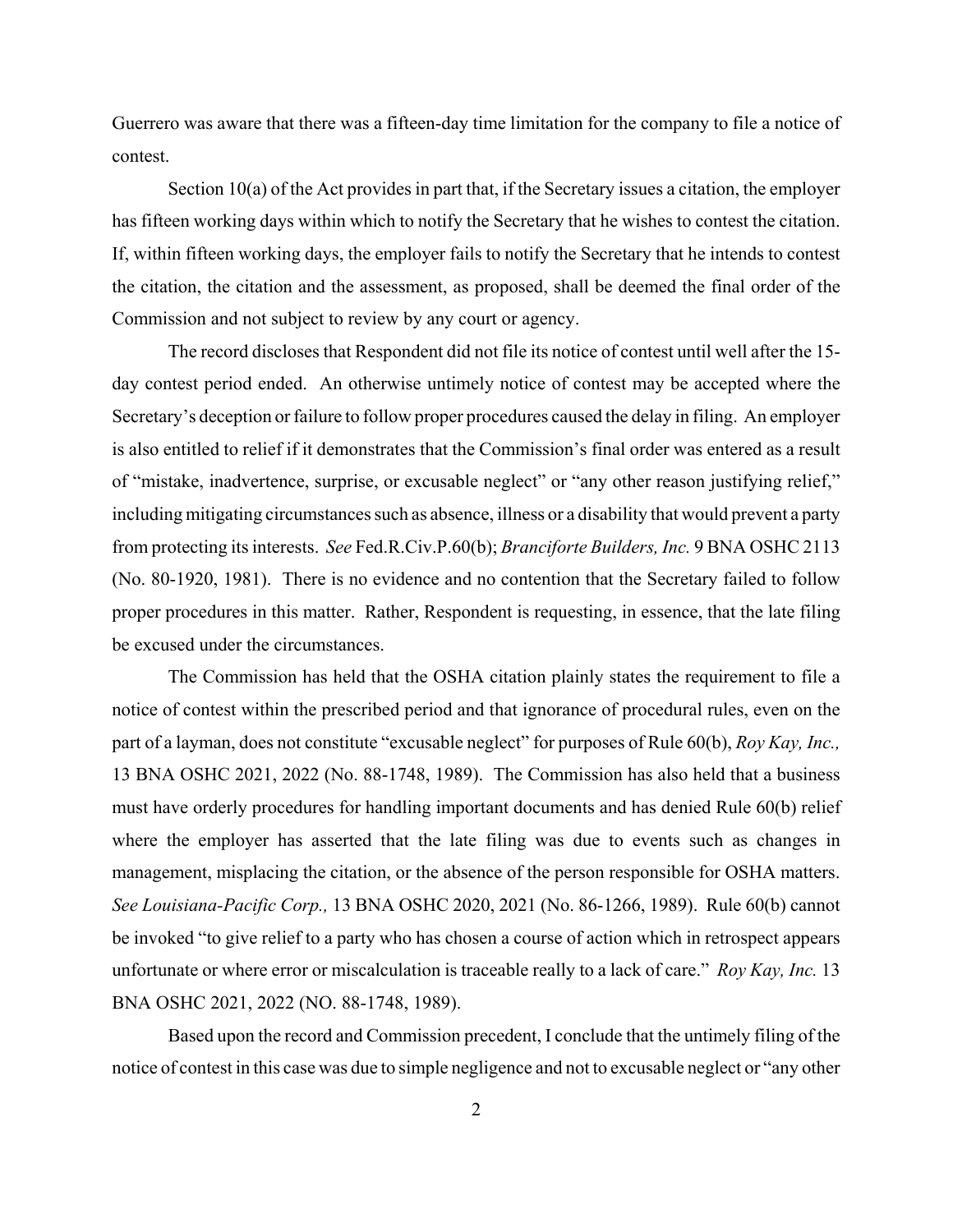Guerrero was aware that there was a fifteen-day time limitation for the company to file a notice of contest.

Section 10(a) of the Act provides in part that, if the Secretary issues a citation, the employer has fifteen working days within which to notify the Secretary that he wishes to contest the citation. If, within fifteen working days, the employer fails to notify the Secretary that he intends to contest the citation, the citation and the assessment, as proposed, shall be deemed the final order of the Commission and not subject to review by any court or agency.

The record discloses that Respondent did not file its notice of contest until well after the 15-day contest period ended. An otherwise untimely notice of contest may be accepted where the Secretary's deception or failure to follow proper procedures caused the delay in filing. An employer is also entitled to relief if it demonstrates that the Commission's final order was entered as a result of "mistake, inadvertence, surprise, or excusable neglect" or "any other reason justifying relief," including mitigating circumstances such as absence, illness or a disability that would prevent a party from protecting its interests. *See* Fed.R.Civ.P.60(b); *Branciforte Builders, Inc.* 9 BNA OSHC 2113 (No. 80-1920, 1981). There is no evidence and no contention that the Secretary failed to follow proper procedures in this matter. Rather, Respondent is requesting, in essence, that the late filing be excused under the circumstances.

The Commission has held that the OSHA citation plainly states the requirement to file a notice of contest within the prescribed period and that ignorance of procedural rules, even on the part of a layman, does not constitute "excusable neglect" for purposes of Rule 60(b), *Roy Kay, Inc.,* 13 BNA OSHC 2021, 2022 (No. 88-1748, 1989). The Commission has also held that a business must have orderly procedures for handling important documents and has denied Rule 60(b) relief where the employer has asserted that the late filing was due to events such as changes in management, misplacing the citation, or the absence of the person responsible for OSHA matters. *See Louisiana-Pacific Corp.,* 13 BNA OSHC 2020, 2021 (No. 86-1266, 1989). Rule 60(b) cannot be invoked "to give relief to a party who has chosen a course of action which in retrospect appears unfortunate or where error or miscalculation is traceable really to a lack of care." *Roy Kay, Inc.* 13 BNA OSHC 2021, 2022 (NO. 88-1748, 1989).

Based upon the record and Commission precedent, I conclude that the untimely filing of the notice of contest in this case was due to simple negligence and not to excusable neglect or "any other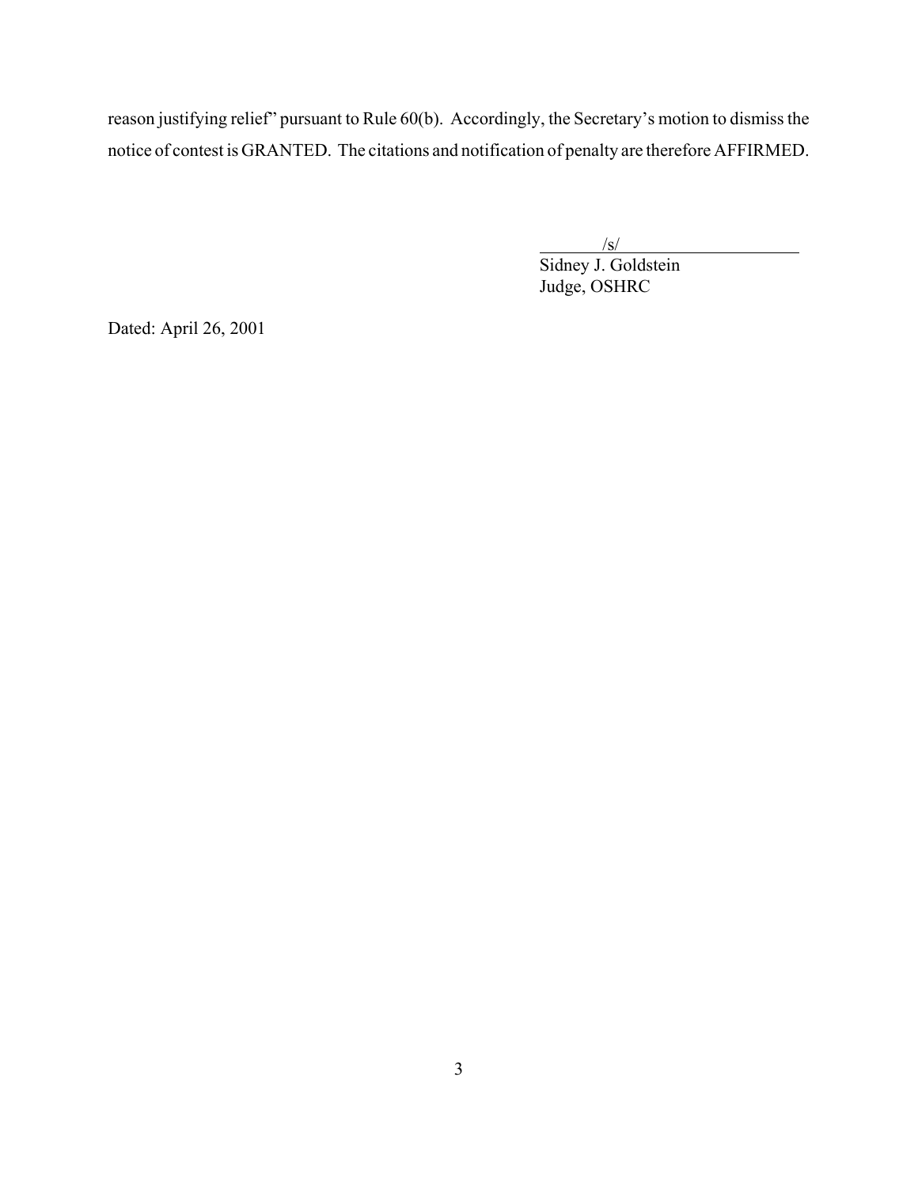reason justifying relief" pursuant to Rule 60(b). Accordingly, the Secretary's motion to dismiss the notice of contest is GRANTED. The citations and notification of penalty are therefore AFFIRMED.

/s/
Sidney J. Goldstein
Judge, OSHRC

Dated: April 26, 2001